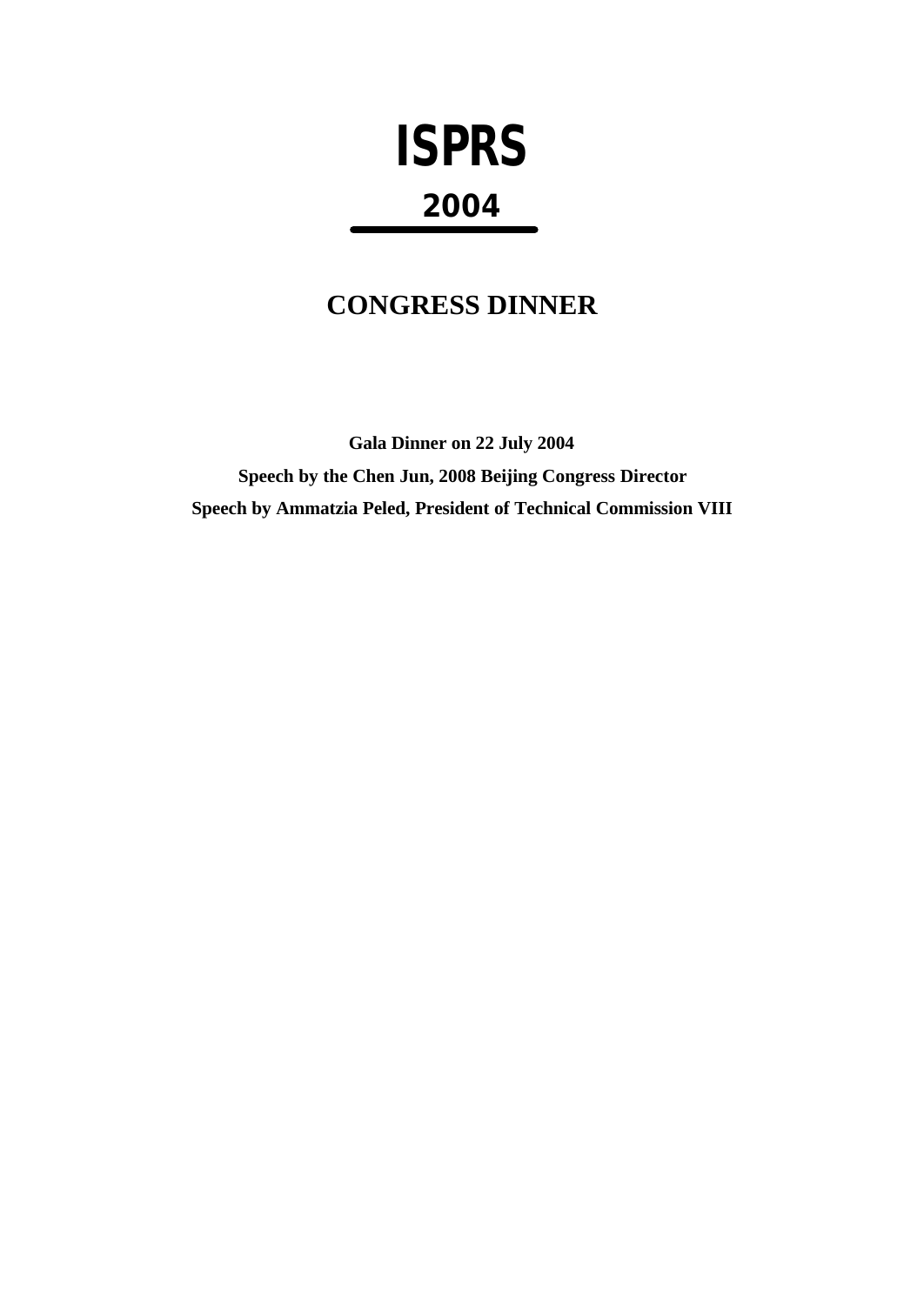# ISPRS

## 2004

## CONGRESS DINNER

**Gala Dinner on 22 July 2004**

**Speech by the Chen Jun, 2008 Beijing Congress Director**

**Speech by Ammatzia Peled, President of Technical Commission VIII**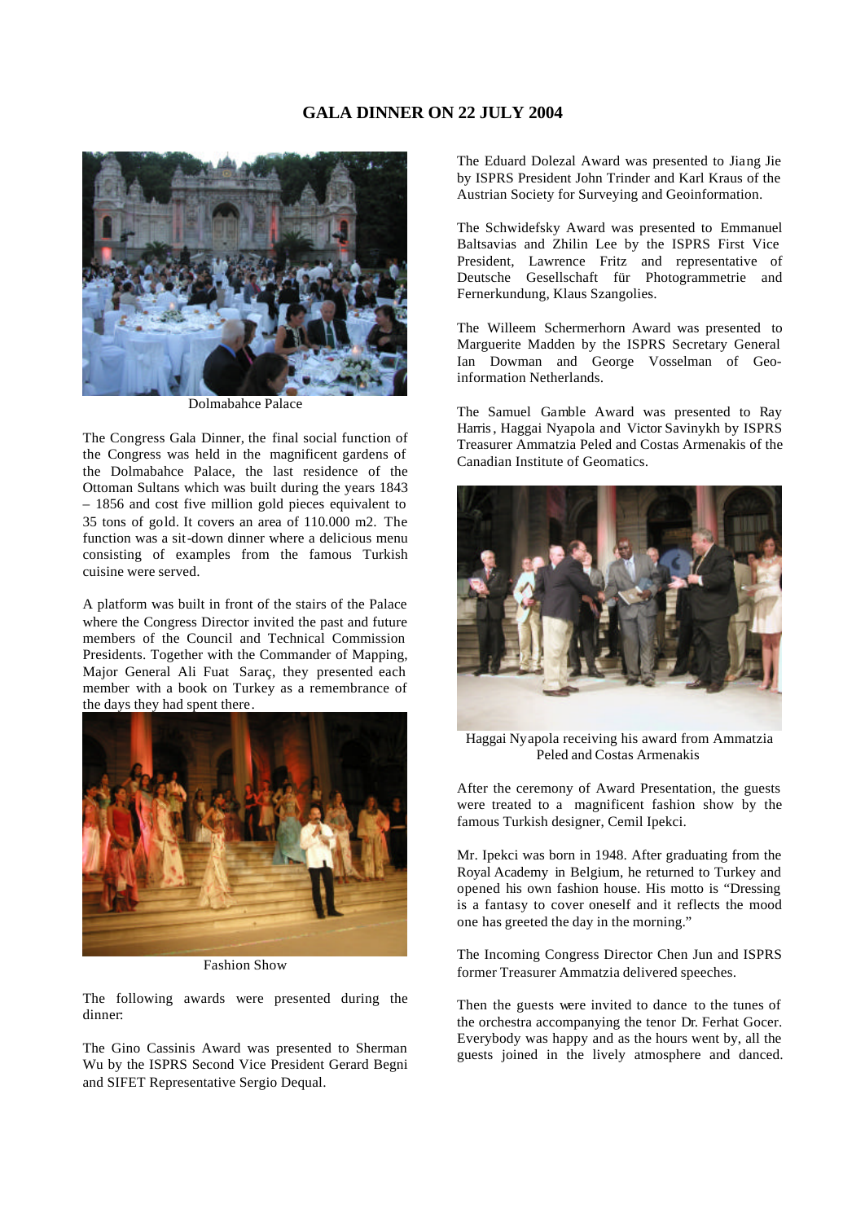# GALA DINNER ON 22 JULY 2004

Dolmabahce Palace

The Congress Gala Dinner, the final social function of the Congress was held in the magnificent gardens of the Dolmabahce Palace, the last residence of the Ottoman Sultans which was built during the years 1843 – 1856 and cost five million gold pieces equivalent to 35 tons of gold. It covers an area of 110.000 m2. The function was a sit-down dinner where a delicious menu consisting of examples from the famous Turkish cuisine were served.

A platform was built in front of the stairs of the Palace where the Congress Director invited the past and future members of the Council and Technical Commission Presidents. Together with the Commander of Mapping, Major General Ali Fuat Saraç, they presented each member with a book on Turkey as a remembrance of the days they had spent there.

Fashion Show

The following awards were presented during the dinner:

The Gino Cassinis Award was presented to Sherman Wu by the ISPRS Second Vice President Gerard Begni and SIFET Representative Sergio Dequal.

The Eduard Dolezal Award was presented to Jiang Jie by ISPRS President John Trinder and Karl Kraus of the Austrian Society for Surveying and Geoinformation.

The Schwidefsky Award was presented to Emmanuel Baltsavias and Zhilin Lee by the ISPRS First Vice President, Lawrence Fritz and representative of Deutsche Gesellschaft für Photogrammetrie and Fernerkundung, Klaus Szangolies.

The Willeem Schermerhorn Award was presented to Marguerite Madden by the ISPRS Secretary General Ian Dowman and George Vosselman of Geo-information Netherlands.

The Samuel Gamble Award was presented to Ray Harris, Haggai Nyapola and Victor Savinykh by ISPRS Treasurer Ammatzia Peled and Costas Armenakis of the Canadian Institute of Geomatics.

Haggai Nyapola receiving his award from Ammatzia Peled and Costas Armenakis

After the ceremony of Award Presentation, the guests were treated to a magnificent fashion show by the famous Turkish designer, Cemil Ipekci.

Mr. Ipekci was born in 1948. After graduating from the Royal Academy in Belgium, he returned to Turkey and opened his own fashion house. His motto is "Dressing is a fantasy to cover oneself and it reflects the mood one has greeted the day in the morning."

The Incoming Congress Director Chen Jun and ISPRS former Treasurer Ammatzia delivered speeches.

Then the guests were invited to dance to the tunes of the orchestra accompanying the tenor Dr. Ferhat Gocer. Everybody was happy and as the hours went by, all the guests joined in the lively atmosphere and danced.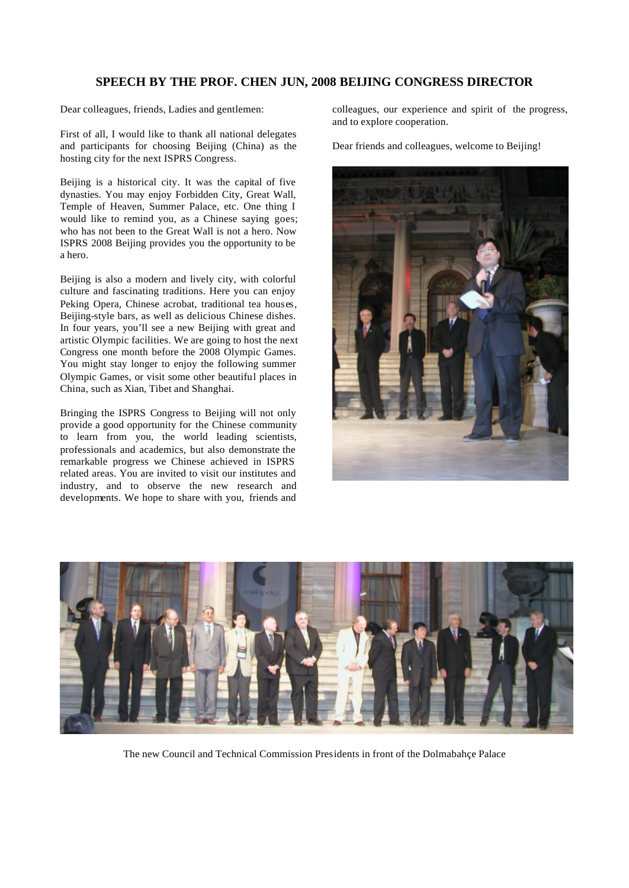## SPEECH BY THE PROF. CHEN JUN, 2008 BEIJING CONGRESS DIRECTOR

Dear colleagues, friends, Ladies and gentlemen:

First of all, I would like to thank all national delegates and participants for choosing Beijing (China) as the hosting city for the next ISPRS Congress.

Beijing is a historical city. It was the capital of five dynasties. You may enjoy Forbidden City, Great Wall, Temple of Heaven, Summer Palace, etc. One thing I would like to remind you, as a Chinese saying goes; who has not been to the Great Wall is not a hero. Now ISPRS 2008 Beijing provides you the opportunity to be a hero.

Beijing is also a modern and lively city, with colorful culture and fascinating traditions. Here you can enjoy Peking Opera, Chinese acrobat, traditional tea houses, Beijing-style bars, as well as delicious Chinese dishes. In four years, you'll see a new Beijing with great and artistic Olympic facilities. We are going to host the next Congress one month before the 2008 Olympic Games. You might stay longer to enjoy the following summer Olympic Games, or visit some other beautiful places in China, such as Xian, Tibet and Shanghai.

Bringing the ISPRS Congress to Beijing will not only provide a good opportunity for the Chinese community to learn from you, the world leading scientists, professionals and academics, but also demonstrate the remarkable progress we Chinese achieved in ISPRS related areas. You are invited to visit our institutes and industry, and to observe the new research and developments. We hope to share with you, friends and colleagues, our experience and spirit of the progress, and to explore cooperation.

Dear friends and colleagues, welcome to Beijing!

The new Council and Technical Commission Presidents in front of the Dolmabahçe Palace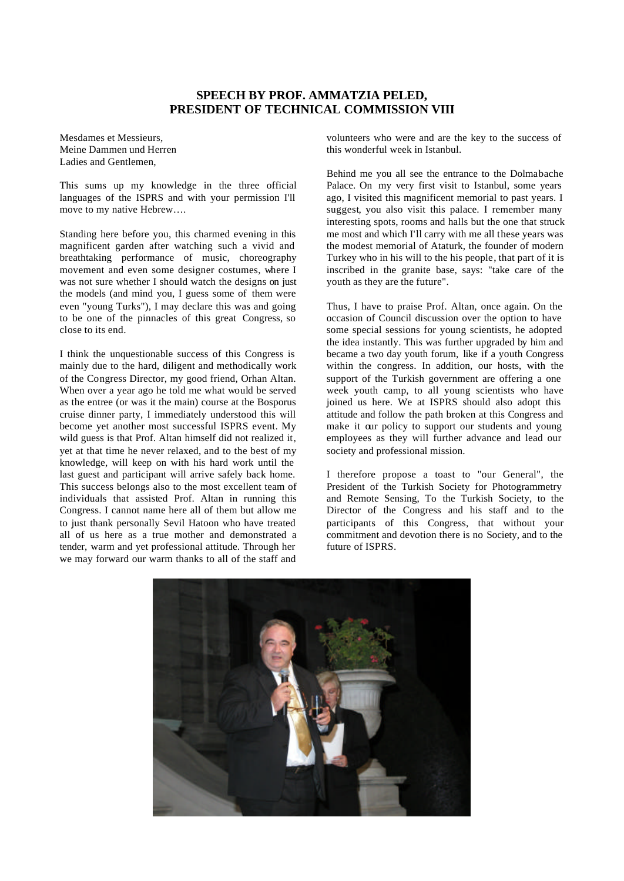## SPEECH BY PROF. AMMATZIA PELED, PRESIDENT OF TECHNICAL COMMISSION VIII

Mesdames et Messieurs,
Meine Dammen und Herren
Ladies and Gentlemen,

This sums up my knowledge in the three official languages of the ISPRS and with your permission I'll move to my native Hebrew….

Standing here before you, this charmed evening in this magnificent garden after watching such a vivid and breathtaking performance of music, choreography movement and even some designer costumes, where I was not sure whether I should watch the designs on just the models (and mind you, I guess some of them were even "young Turks"), I may declare this was and going to be one of the pinnacles of this great Congress, so close to its end.

I think the unquestionable success of this Congress is mainly due to the hard, diligent and methodically work of the Congress Director, my good friend, Orhan Altan. When over a year ago he told me what would be served as the entree (or was it the main) course at the Bosporus cruise dinner party, I immediately understood this will become yet another most successful ISPRS event. My wild guess is that Prof. Altan himself did not realized it, yet at that time he never relaxed, and to the best of my knowledge, will keep on with his hard work until the last guest and participant will arrive safely back home. This success belongs also to the most excellent team of individuals that assisted Prof. Altan in running this Congress. I cannot name here all of them but allow me to just thank personally Sevil Hatoon who have treated all of us here as a true mother and demonstrated a tender, warm and yet professional attitude. Through her we may forward our warm thanks to all of the staff and volunteers who were and are the key to the success of this wonderful week in Istanbul.

Behind me you all see the entrance to the Dolmabache Palace. On my very first visit to Istanbul, some years ago, I visited this magnificent memorial to past years. I suggest, you also visit this palace. I remember many interesting spots, rooms and halls but the one that struck me most and which I'll carry with me all these years was the modest memorial of Ataturk, the founder of modern Turkey who in his will to the his people, that part of it is inscribed in the granite base, says: "take care of the youth as they are the future".

Thus, I have to praise Prof. Altan, once again. On the occasion of Council discussion over the option to have some special sessions for young scientists, he adopted the idea instantly. This was further upgraded by him and became a two day youth forum, like if a youth Congress within the congress. In addition, our hosts, with the support of the Turkish government are offering a one week youth camp, to all young scientists who have joined us here. We at ISPRS should also adopt this attitude and follow the path broken at this Congress and make it our policy to support our students and young employees as they will further advance and lead our society and professional mission.

I therefore propose a toast to "our General", the President of the Turkish Society for Photogrammetry and Remote Sensing, To the Turkish Society, to the Director of the Congress and his staff and to the participants of this Congress, that without your commitment and devotion there is no Society, and to the future of ISPRS.